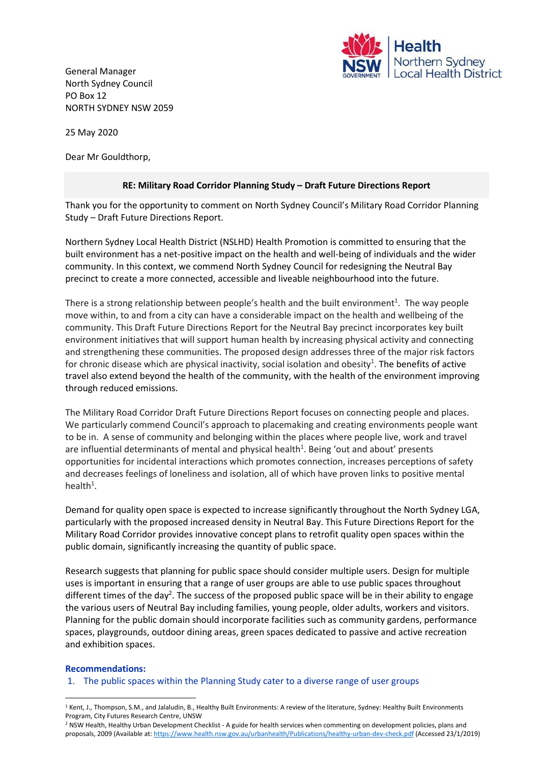General Manager
North Sydney Council
PO Box 12
NORTH SYDNEY NSW 2059

25 May 2020

Dear Mr Gouldthorp,

**RE: Military Road Corridor Planning Study – Draft Future Directions Report**

Thank you for the opportunity to comment on North Sydney Council's Military Road Corridor Planning Study – Draft Future Directions Report.

Northern Sydney Local Health District (NSLHD) Health Promotion is committed to ensuring that the built environment has a net-positive impact on the health and well-being of individuals and the wider community. In this context, we commend North Sydney Council for redesigning the Neutral Bay precinct to create a more connected, accessible and liveable neighbourhood into the future.

There is a strong relationship between people's health and the built environment[1]. The way people move within, to and from a city can have a considerable impact on the health and wellbeing of the community. This Draft Future Directions Report for the Neutral Bay precinct incorporates key built environment initiatives that will support human health by increasing physical activity and connecting and strengthening these communities. The proposed design addresses three of the major risk factors for chronic disease which are physical inactivity, social isolation and obesity[1]. The benefits of active travel also extend beyond the health of the community, with the health of the environment improving through reduced emissions.

The Military Road Corridor Draft Future Directions Report focuses on connecting people and places. We particularly commend Council's approach to placemaking and creating environments people want to be in. A sense of community and belonging within the places where people live, work and travel are influential determinants of mental and physical health[1]. Being 'out and about' presents opportunities for incidental interactions which promotes connection, increases perceptions of safety and decreases feelings of loneliness and isolation, all of which have proven links to positive mental health[1].

Demand for quality open space is expected to increase significantly throughout the North Sydney LGA, particularly with the proposed increased density in Neutral Bay. This Future Directions Report for the Military Road Corridor provides innovative concept plans to retrofit quality open spaces within the public domain, significantly increasing the quantity of public space.

Research suggests that planning for public space should consider multiple users. Design for multiple uses is important in ensuring that a range of user groups are able to use public spaces throughout different times of the day[2]. The success of the proposed public space will be in their ability to engage the various users of Neutral Bay including families, young people, older adults, workers and visitors. Planning for the public domain should incorporate facilities such as community gardens, performance spaces, playgrounds, outdoor dining areas, green spaces dedicated to passive and active recreation and exhibition spaces.

**Recommendations:**

1. The public spaces within the Planning Study cater to a diverse range of user groups

---

[1] Kent, J., Thompson, S.M., and Jalaludin, B., Healthy Built Environments: A review of the literature, Sydney: Healthy Built Environments Program, City Futures Research Centre, UNSW

[2] NSW Health, Healthy Urban Development Checklist - A guide for health services when commenting on development policies, plans and proposals, 2009 (Available at: https://www.health.nsw.gov.au/urbanhealth/Publications/healthy-urban-dev-check.pdf (Accessed 23/1/2019)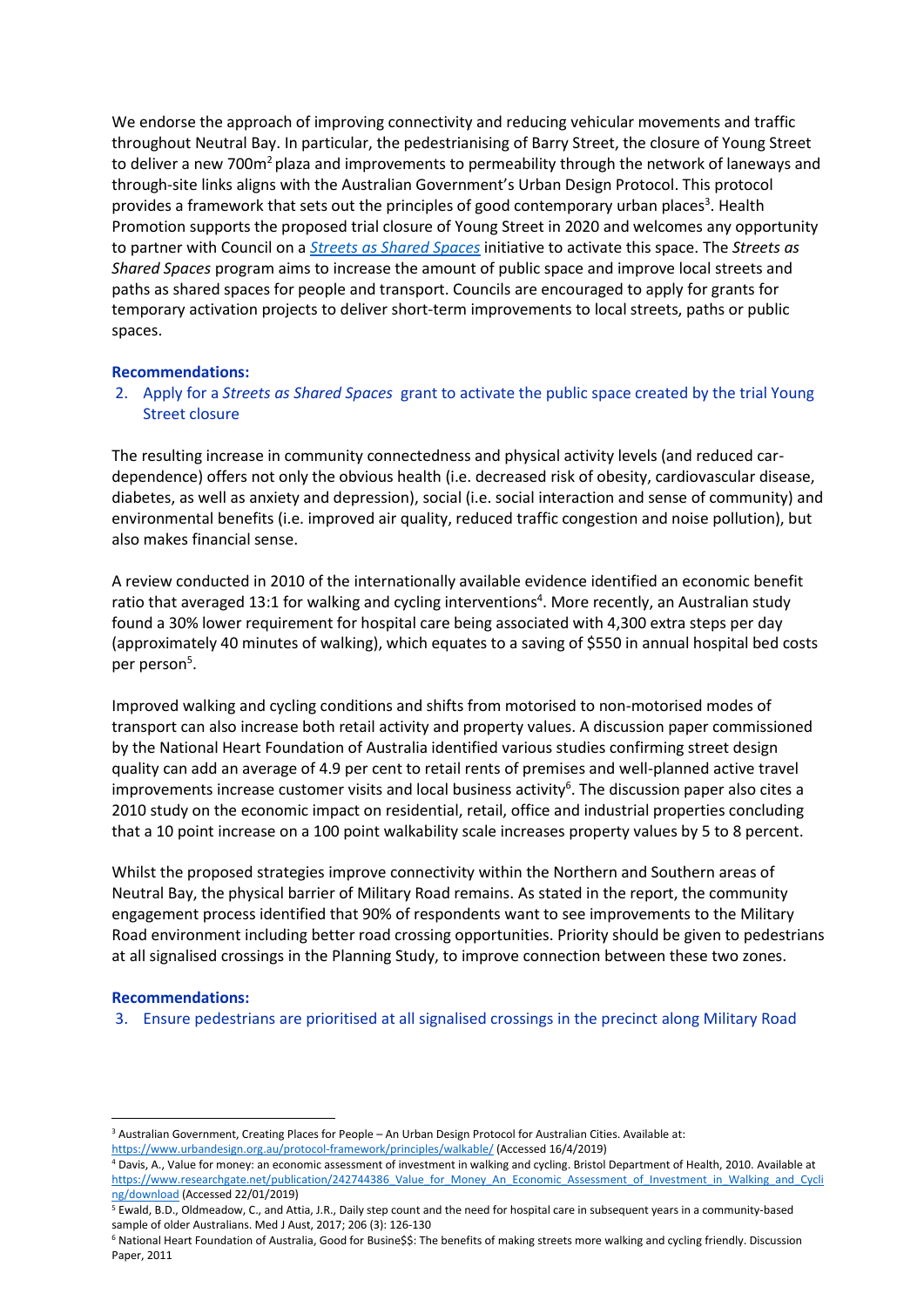We endorse the approach of improving connectivity and reducing vehicular movements and traffic throughout Neutral Bay. In particular, the pedestrianising of Barry Street, the closure of Young Street to deliver a new 700m$^2$ plaza and improvements to permeability through the network of laneways and through-site links aligns with the Australian Government's Urban Design Protocol. This protocol provides a framework that sets out the principles of good contemporary urban places[3]. Health Promotion supports the proposed trial closure of Young Street in 2020 and welcomes any opportunity to partner with Council on a *[Streets as Shared Spaces](#)* initiative to activate this space. The *Streets as Shared Spaces* program aims to increase the amount of public space and improve local streets and paths as shared spaces for people and transport. Councils are encouraged to apply for grants for temporary activation projects to deliver short-term improvements to local streets, paths or public spaces.

**Recommendations:**

2. Apply for a *Streets as Shared Spaces* grant to activate the public space created by the trial Young Street closure

The resulting increase in community connectedness and physical activity levels (and reduced car-dependence) offers not only the obvious health (i.e. decreased risk of obesity, cardiovascular disease, diabetes, as well as anxiety and depression), social (i.e. social interaction and sense of community) and environmental benefits (i.e. improved air quality, reduced traffic congestion and noise pollution), but also makes financial sense.

A review conducted in 2010 of the internationally available evidence identified an economic benefit ratio that averaged 13:1 for walking and cycling interventions[4]. More recently, an Australian study found a 30% lower requirement for hospital care being associated with 4,300 extra steps per day (approximately 40 minutes of walking), which equates to a saving of $550 in annual hospital bed costs per person[5].

Improved walking and cycling conditions and shifts from motorised to non-motorised modes of transport can also increase both retail activity and property values. A discussion paper commissioned by the National Heart Foundation of Australia identified various studies confirming street design quality can add an average of 4.9 per cent to retail rents of premises and well-planned active travel improvements increase customer visits and local business activity[6]. The discussion paper also cites a 2010 study on the economic impact on residential, retail, office and industrial properties concluding that a 10 point increase on a 100 point walkability scale increases property values by 5 to 8 percent.

Whilst the proposed strategies improve connectivity within the Northern and Southern areas of Neutral Bay, the physical barrier of Military Road remains. As stated in the report, the community engagement process identified that 90% of respondents want to see improvements to the Military Road environment including better road crossing opportunities. Priority should be given to pedestrians at all signalised crossings in the Planning Study, to improve connection between these two zones.

**Recommendations:**

3. Ensure pedestrians are prioritised at all signalised crossings in the precinct along Military Road

---

[3] Australian Government, Creating Places for People – An Urban Design Protocol for Australian Cities. Available at: https://www.urbandesign.org.au/protocol-framework/principles/walkable/ (Accessed 16/4/2019)

[4] Davis, A., Value for money: an economic assessment of investment in walking and cycling. Bristol Department of Health, 2010. Available at https://www.researchgate.net/publication/242744386_Value_for_Money_An_Economic_Assessment_of_Investment_in_Walking_and_Cycling/download (Accessed 22/01/2019)

[5] Ewald, B.D., Oldmeadow, C., and Attia, J.R., Daily step count and the need for hospital care in subsequent years in a community-based sample of older Australians. Med J Aust, 2017; 206 (3): 126-130

[6] National Heart Foundation of Australia, Good for Busine$$: The benefits of making streets more walking and cycling friendly. Discussion Paper, 2011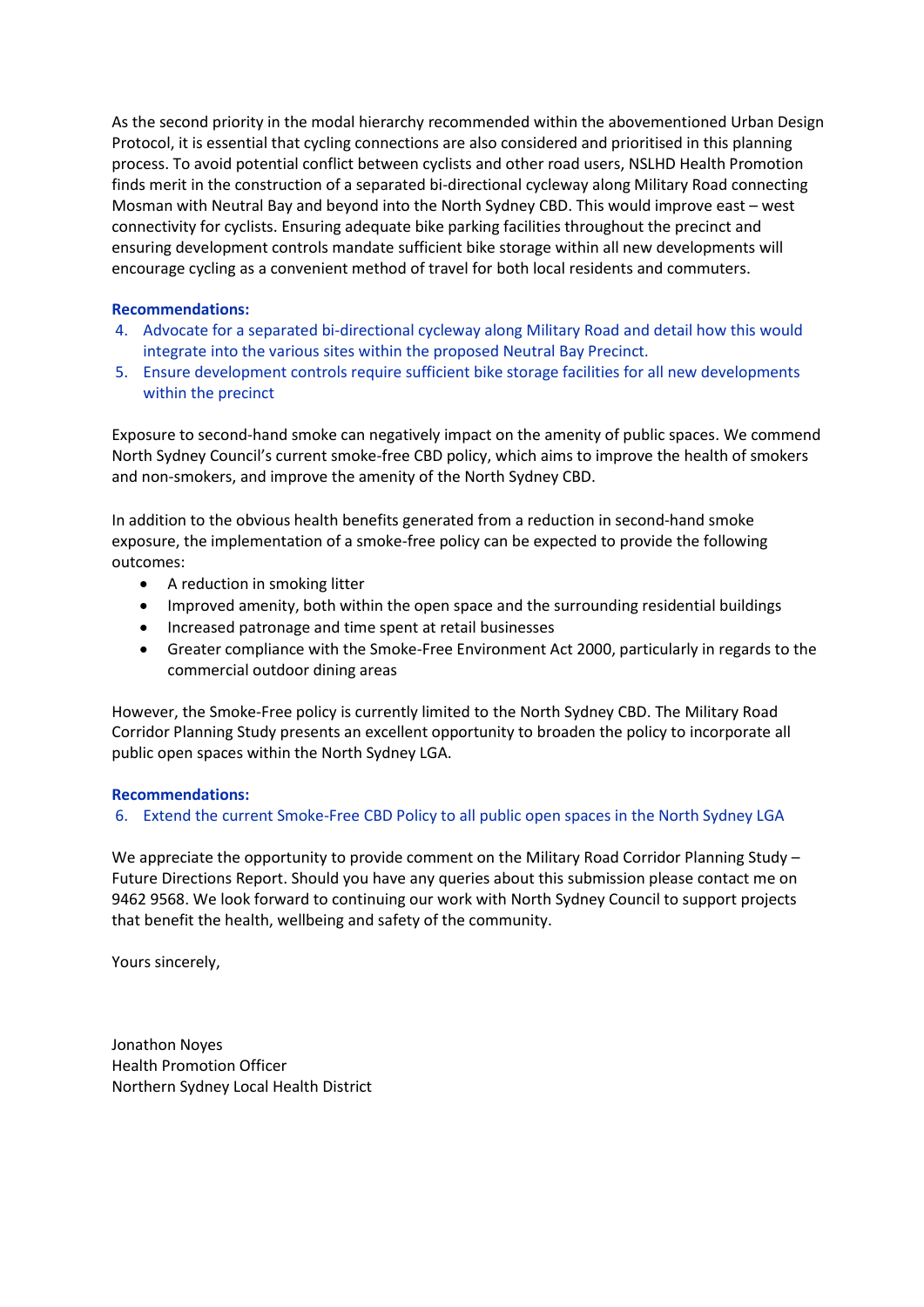As the second priority in the modal hierarchy recommended within the abovementioned Urban Design Protocol, it is essential that cycling connections are also considered and prioritised in this planning process. To avoid potential conflict between cyclists and other road users, NSLHD Health Promotion finds merit in the construction of a separated bi-directional cycleway along Military Road connecting Mosman with Neutral Bay and beyond into the North Sydney CBD. This would improve east – west connectivity for cyclists. Ensuring adequate bike parking facilities throughout the precinct and ensuring development controls mandate sufficient bike storage within all new developments will encourage cycling as a convenient method of travel for both local residents and commuters.

**Recommendations:**

4. Advocate for a separated bi-directional cycleway along Military Road and detail how this would integrate into the various sites within the proposed Neutral Bay Precinct.
5. Ensure development controls require sufficient bike storage facilities for all new developments within the precinct

Exposure to second-hand smoke can negatively impact on the amenity of public spaces. We commend North Sydney Council's current smoke-free CBD policy, which aims to improve the health of smokers and non-smokers, and improve the amenity of the North Sydney CBD.

In addition to the obvious health benefits generated from a reduction in second-hand smoke exposure, the implementation of a smoke-free policy can be expected to provide the following outcomes:

- A reduction in smoking litter
- Improved amenity, both within the open space and the surrounding residential buildings
- Increased patronage and time spent at retail businesses
- Greater compliance with the Smoke-Free Environment Act 2000, particularly in regards to the commercial outdoor dining areas

However, the Smoke-Free policy is currently limited to the North Sydney CBD. The Military Road Corridor Planning Study presents an excellent opportunity to broaden the policy to incorporate all public open spaces within the North Sydney LGA.

**Recommendations:**

6. Extend the current Smoke-Free CBD Policy to all public open spaces in the North Sydney LGA

We appreciate the opportunity to provide comment on the Military Road Corridor Planning Study – Future Directions Report. Should you have any queries about this submission please contact me on 9462 9568. We look forward to continuing our work with North Sydney Council to support projects that benefit the health, wellbeing and safety of the community.

Yours sincerely,

Jonathon Noyes
Health Promotion Officer
Northern Sydney Local Health District